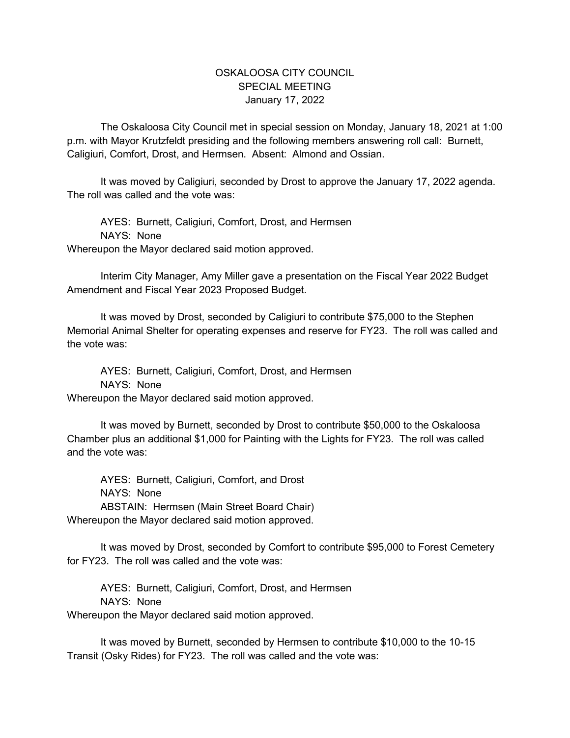# OSKALOOSA CITY COUNCIL
## SPECIAL MEETING
### January 17, 2022

The Oskaloosa City Council met in special session on Monday, January 18, 2021 at 1:00 p.m. with Mayor Krutzfeldt presiding and the following members answering roll call: Burnett, Caligiuri, Comfort, Drost, and Hermsen. Absent: Almond and Ossian.

It was moved by Caligiuri, seconded by Drost to approve the January 17, 2022 agenda. The roll was called and the vote was:

AYES: Burnett, Caligiuri, Comfort, Drost, and Hermsen
NAYS: None
Whereupon the Mayor declared said motion approved.

Interim City Manager, Amy Miller gave a presentation on the Fiscal Year 2022 Budget Amendment and Fiscal Year 2023 Proposed Budget.

It was moved by Drost, seconded by Caligiuri to contribute $75,000 to the Stephen Memorial Animal Shelter for operating expenses and reserve for FY23. The roll was called and the vote was:

AYES: Burnett, Caligiuri, Comfort, Drost, and Hermsen
NAYS: None
Whereupon the Mayor declared said motion approved.

It was moved by Burnett, seconded by Drost to contribute $50,000 to the Oskaloosa Chamber plus an additional $1,000 for Painting with the Lights for FY23. The roll was called and the vote was:

AYES: Burnett, Caligiuri, Comfort, and Drost
NAYS: None
ABSTAIN: Hermsen (Main Street Board Chair)
Whereupon the Mayor declared said motion approved.

It was moved by Drost, seconded by Comfort to contribute $95,000 to Forest Cemetery for FY23. The roll was called and the vote was:

AYES: Burnett, Caligiuri, Comfort, Drost, and Hermsen
NAYS: None
Whereupon the Mayor declared said motion approved.

It was moved by Burnett, seconded by Hermsen to contribute $10,000 to the 10-15 Transit (Osky Rides) for FY23. The roll was called and the vote was: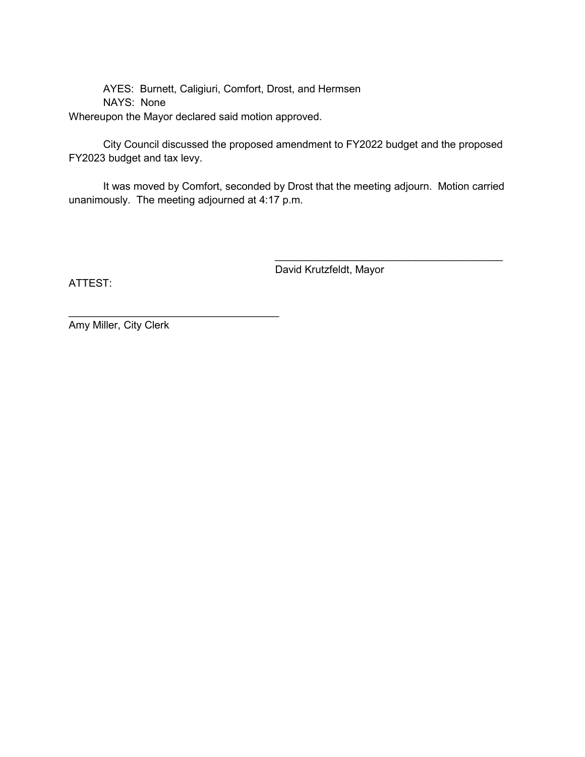AYES: Burnett, Caligiuri, Comfort, Drost, and Hermsen
NAYS: None
Whereupon the Mayor declared said motion approved.

City Council discussed the proposed amendment to FY2022 budget and the proposed FY2023 budget and tax levy.

It was moved by Comfort, seconded by Drost that the meeting adjourn. Motion carried unanimously. The meeting adjourned at 4:17 p.m.

\_\_\_\_\_\_\_\_\_\_\_\_\_\_\_\_\_\_\_\_\_\_\_\_\_\_\_\_\_\_\_\_\_\_\_\_\_\_\_\_
David Krutzfeldt, Mayor

ATTEST:

\_\_\_\_\_\_\_\_\_\_\_\_\_\_\_\_\_\_\_\_\_\_\_\_\_\_\_\_\_\_\_\_\_\_\_\_\_\_\_\_
Amy Miller, City Clerk